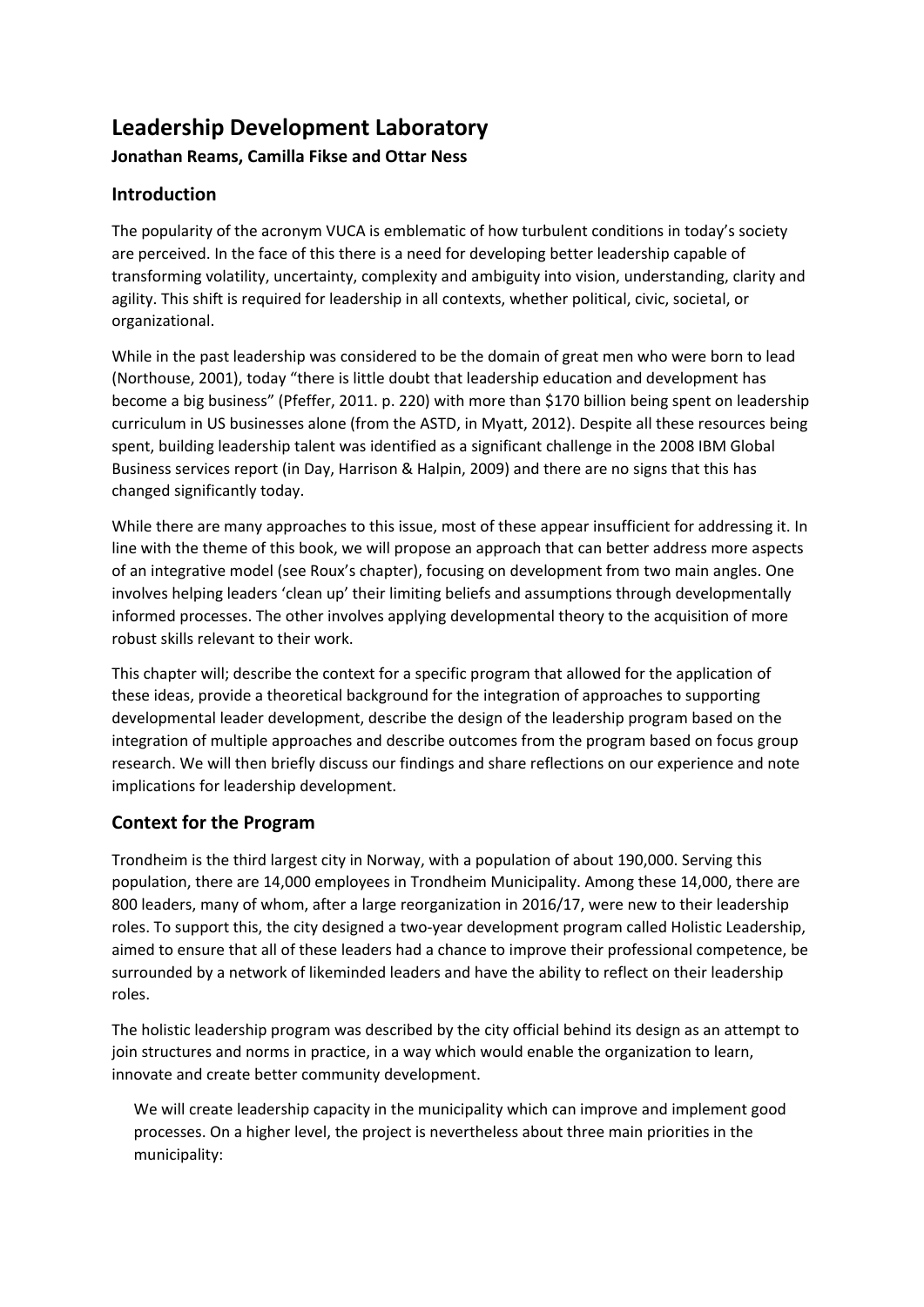# Leadership Development Laboratory

**Jonathan Reams, Camilla Fikse and Ottar Ness**

## Introduction

The popularity of the acronym VUCA is emblematic of how turbulent conditions in today's society are perceived. In the face of this there is a need for developing better leadership capable of transforming volatility, uncertainty, complexity and ambiguity into vision, understanding, clarity and agility. This shift is required for leadership in all contexts, whether political, civic, societal, or organizational.

While in the past leadership was considered to be the domain of great men who were born to lead (Northouse, 2001), today "there is little doubt that leadership education and development has become a big business" (Pfeffer, 2011. p. 220) with more than $170 billion being spent on leadership curriculum in US businesses alone (from the ASTD, in Myatt, 2012). Despite all these resources being spent, building leadership talent was identified as a significant challenge in the 2008 IBM Global Business services report (in Day, Harrison & Halpin, 2009) and there are no signs that this has changed significantly today.

While there are many approaches to this issue, most of these appear insufficient for addressing it. In line with the theme of this book, we will propose an approach that can better address more aspects of an integrative model (see Roux's chapter), focusing on development from two main angles. One involves helping leaders 'clean up' their limiting beliefs and assumptions through developmentally informed processes. The other involves applying developmental theory to the acquisition of more robust skills relevant to their work.

This chapter will; describe the context for a specific program that allowed for the application of these ideas, provide a theoretical background for the integration of approaches to supporting developmental leader development, describe the design of the leadership program based on the integration of multiple approaches and describe outcomes from the program based on focus group research. We will then briefly discuss our findings and share reflections on our experience and note implications for leadership development.

## Context for the Program

Trondheim is the third largest city in Norway, with a population of about 190,000. Serving this population, there are 14,000 employees in Trondheim Municipality. Among these 14,000, there are 800 leaders, many of whom, after a large reorganization in 2016/17, were new to their leadership roles. To support this, the city designed a two-year development program called Holistic Leadership, aimed to ensure that all of these leaders had a chance to improve their professional competence, be surrounded by a network of likeminded leaders and have the ability to reflect on their leadership roles.

The holistic leadership program was described by the city official behind its design as an attempt to join structures and norms in practice, in a way which would enable the organization to learn, innovate and create better community development.

> We will create leadership capacity in the municipality which can improve and implement good processes. On a higher level, the project is nevertheless about three main priorities in the municipality: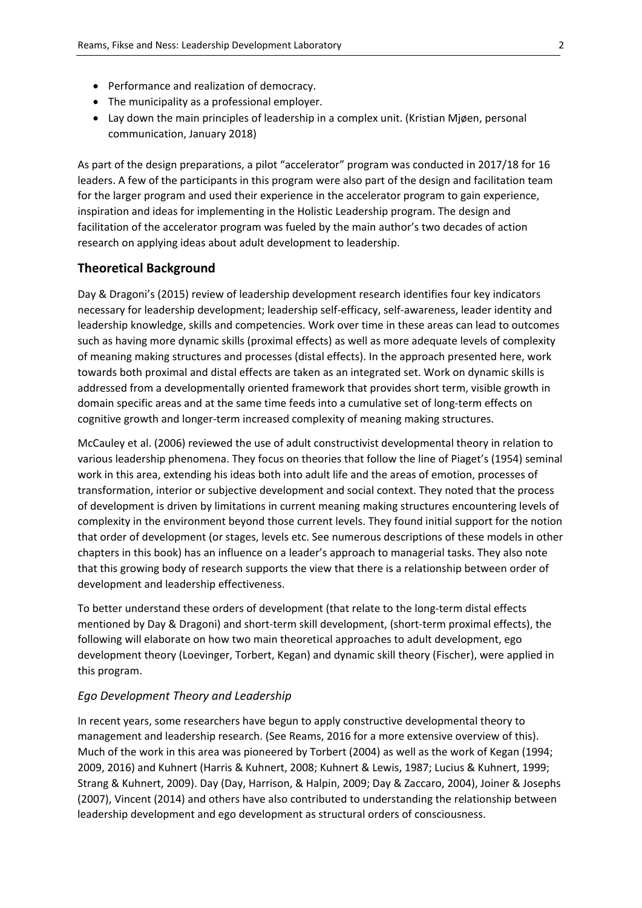- Performance and realization of democracy.
- The municipality as a professional employer.
- Lay down the main principles of leadership in a complex unit. (Kristian Mjøen, personal communication, January 2018)

As part of the design preparations, a pilot "accelerator" program was conducted in 2017/18 for 16 leaders. A few of the participants in this program were also part of the design and facilitation team for the larger program and used their experience in the accelerator program to gain experience, inspiration and ideas for implementing in the Holistic Leadership program. The design and facilitation of the accelerator program was fueled by the main author's two decades of action research on applying ideas about adult development to leadership.

## Theoretical Background

Day & Dragoni's (2015) review of leadership development research identifies four key indicators necessary for leadership development; leadership self-efficacy, self-awareness, leader identity and leadership knowledge, skills and competencies. Work over time in these areas can lead to outcomes such as having more dynamic skills (proximal effects) as well as more adequate levels of complexity of meaning making structures and processes (distal effects). In the approach presented here, work towards both proximal and distal effects are taken as an integrated set. Work on dynamic skills is addressed from a developmentally oriented framework that provides short term, visible growth in domain specific areas and at the same time feeds into a cumulative set of long-term effects on cognitive growth and longer-term increased complexity of meaning making structures.

McCauley et al. (2006) reviewed the use of adult constructivist developmental theory in relation to various leadership phenomena. They focus on theories that follow the line of Piaget's (1954) seminal work in this area, extending his ideas both into adult life and the areas of emotion, processes of transformation, interior or subjective development and social context. They noted that the process of development is driven by limitations in current meaning making structures encountering levels of complexity in the environment beyond those current levels. They found initial support for the notion that order of development (or stages, levels etc. See numerous descriptions of these models in other chapters in this book) has an influence on a leader's approach to managerial tasks. They also note that this growing body of research supports the view that there is a relationship between order of development and leadership effectiveness.

To better understand these orders of development (that relate to the long-term distal effects mentioned by Day & Dragoni) and short-term skill development, (short-term proximal effects), the following will elaborate on how two main theoretical approaches to adult development, ego development theory (Loevinger, Torbert, Kegan) and dynamic skill theory (Fischer), were applied in this program.

### *Ego Development Theory and Leadership*

In recent years, some researchers have begun to apply constructive developmental theory to management and leadership research. (See Reams, 2016 for a more extensive overview of this). Much of the work in this area was pioneered by Torbert (2004) as well as the work of Kegan (1994; 2009, 2016) and Kuhnert (Harris & Kuhnert, 2008; Kuhnert & Lewis, 1987; Lucius & Kuhnert, 1999; Strang & Kuhnert, 2009). Day (Day, Harrison, & Halpin, 2009; Day & Zaccaro, 2004), Joiner & Josephs (2007), Vincent (2014) and others have also contributed to understanding the relationship between leadership development and ego development as structural orders of consciousness.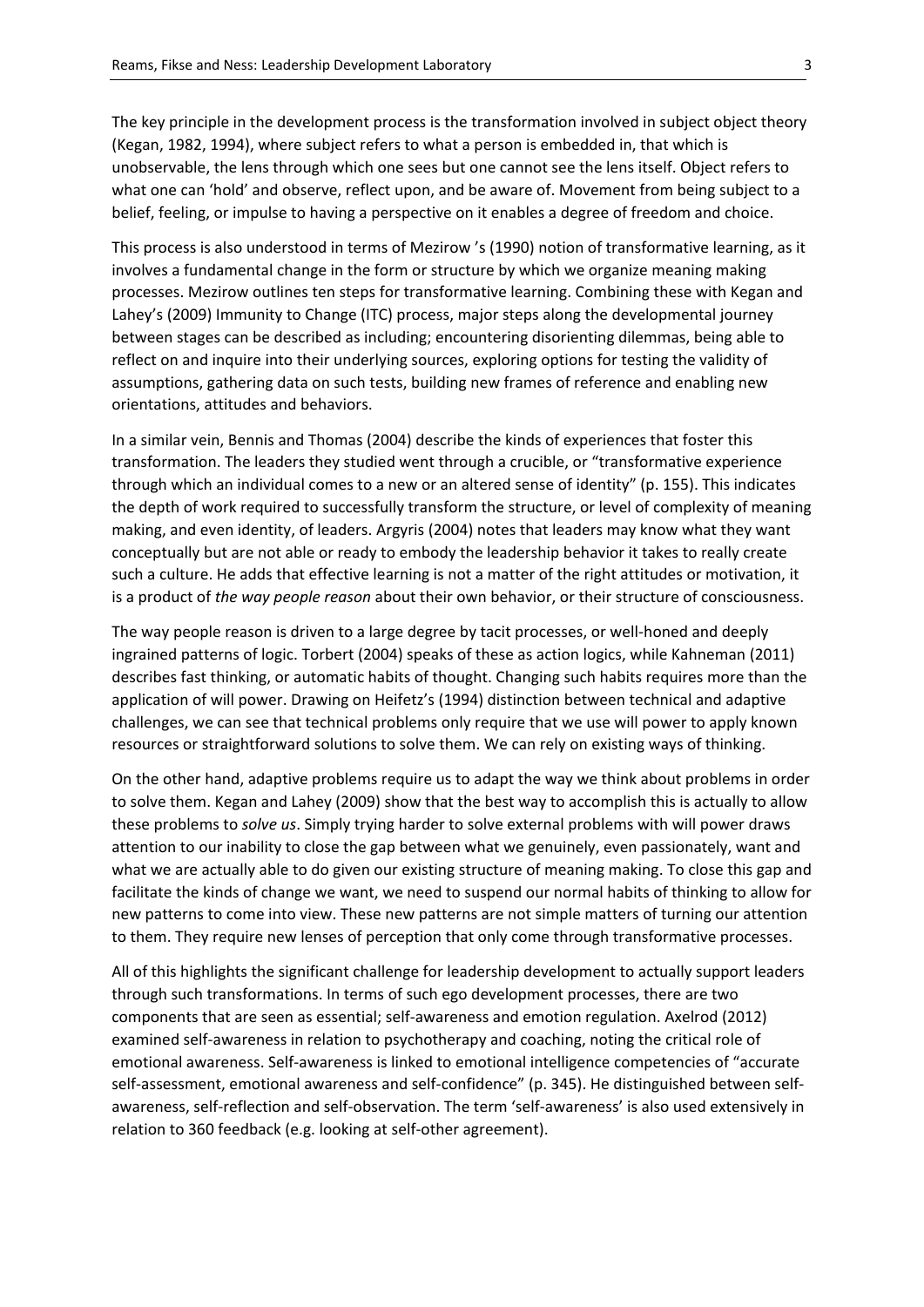The key principle in the development process is the transformation involved in subject object theory (Kegan, 1982, 1994), where subject refers to what a person is embedded in, that which is unobservable, the lens through which one sees but one cannot see the lens itself. Object refers to what one can 'hold' and observe, reflect upon, and be aware of. Movement from being subject to a belief, feeling, or impulse to having a perspective on it enables a degree of freedom and choice.

This process is also understood in terms of Mezirow 's (1990) notion of transformative learning, as it involves a fundamental change in the form or structure by which we organize meaning making processes. Mezirow outlines ten steps for transformative learning. Combining these with Kegan and Lahey's (2009) Immunity to Change (ITC) process, major steps along the developmental journey between stages can be described as including; encountering disorienting dilemmas, being able to reflect on and inquire into their underlying sources, exploring options for testing the validity of assumptions, gathering data on such tests, building new frames of reference and enabling new orientations, attitudes and behaviors.

In a similar vein, Bennis and Thomas (2004) describe the kinds of experiences that foster this transformation. The leaders they studied went through a crucible, or "transformative experience through which an individual comes to a new or an altered sense of identity" (p. 155). This indicates the depth of work required to successfully transform the structure, or level of complexity of meaning making, and even identity, of leaders. Argyris (2004) notes that leaders may know what they want conceptually but are not able or ready to embody the leadership behavior it takes to really create such a culture. He adds that effective learning is not a matter of the right attitudes or motivation, it is a product of *the way people reason* about their own behavior, or their structure of consciousness.

The way people reason is driven to a large degree by tacit processes, or well-honed and deeply ingrained patterns of logic. Torbert (2004) speaks of these as action logics, while Kahneman (2011) describes fast thinking, or automatic habits of thought. Changing such habits requires more than the application of will power. Drawing on Heifetz's (1994) distinction between technical and adaptive challenges, we can see that technical problems only require that we use will power to apply known resources or straightforward solutions to solve them. We can rely on existing ways of thinking.

On the other hand, adaptive problems require us to adapt the way we think about problems in order to solve them. Kegan and Lahey (2009) show that the best way to accomplish this is actually to allow these problems to *solve us*. Simply trying harder to solve external problems with will power draws attention to our inability to close the gap between what we genuinely, even passionately, want and what we are actually able to do given our existing structure of meaning making. To close this gap and facilitate the kinds of change we want, we need to suspend our normal habits of thinking to allow for new patterns to come into view. These new patterns are not simple matters of turning our attention to them. They require new lenses of perception that only come through transformative processes.

All of this highlights the significant challenge for leadership development to actually support leaders through such transformations. In terms of such ego development processes, there are two components that are seen as essential; self-awareness and emotion regulation. Axelrod (2012) examined self-awareness in relation to psychotherapy and coaching, noting the critical role of emotional awareness. Self-awareness is linked to emotional intelligence competencies of "accurate self-assessment, emotional awareness and self-confidence" (p. 345). He distinguished between self-awareness, self-reflection and self-observation. The term 'self-awareness' is also used extensively in relation to 360 feedback (e.g. looking at self-other agreement).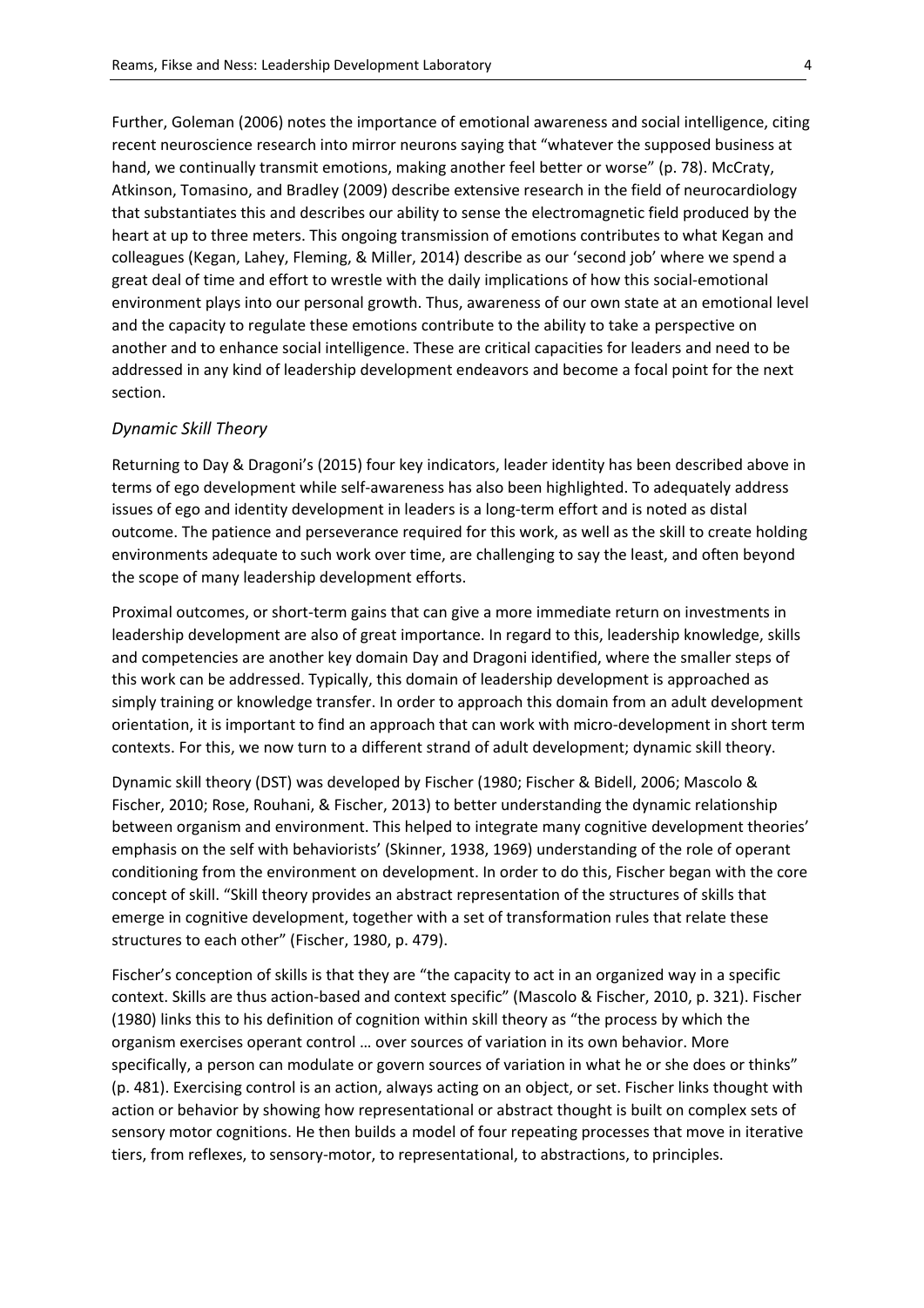Further, Goleman (2006) notes the importance of emotional awareness and social intelligence, citing recent neuroscience research into mirror neurons saying that "whatever the supposed business at hand, we continually transmit emotions, making another feel better or worse" (p. 78). McCraty, Atkinson, Tomasino, and Bradley (2009) describe extensive research in the field of neurocardiology that substantiates this and describes our ability to sense the electromagnetic field produced by the heart at up to three meters. This ongoing transmission of emotions contributes to what Kegan and colleagues (Kegan, Lahey, Fleming, & Miller, 2014) describe as our 'second job' where we spend a great deal of time and effort to wrestle with the daily implications of how this social-emotional environment plays into our personal growth. Thus, awareness of our own state at an emotional level and the capacity to regulate these emotions contribute to the ability to take a perspective on another and to enhance social intelligence. These are critical capacities for leaders and need to be addressed in any kind of leadership development endeavors and become a focal point for the next section.

### *Dynamic Skill Theory*

Returning to Day & Dragoni's (2015) four key indicators, leader identity has been described above in terms of ego development while self-awareness has also been highlighted. To adequately address issues of ego and identity development in leaders is a long-term effort and is noted as distal outcome. The patience and perseverance required for this work, as well as the skill to create holding environments adequate to such work over time, are challenging to say the least, and often beyond the scope of many leadership development efforts.

Proximal outcomes, or short-term gains that can give a more immediate return on investments in leadership development are also of great importance. In regard to this, leadership knowledge, skills and competencies are another key domain Day and Dragoni identified, where the smaller steps of this work can be addressed. Typically, this domain of leadership development is approached as simply training or knowledge transfer. In order to approach this domain from an adult development orientation, it is important to find an approach that can work with micro-development in short term contexts. For this, we now turn to a different strand of adult development; dynamic skill theory.

Dynamic skill theory (DST) was developed by Fischer (1980; Fischer & Bidell, 2006; Mascolo & Fischer, 2010; Rose, Rouhani, & Fischer, 2013) to better understanding the dynamic relationship between organism and environment. This helped to integrate many cognitive development theories' emphasis on the self with behaviorists' (Skinner, 1938, 1969) understanding of the role of operant conditioning from the environment on development. In order to do this, Fischer began with the core concept of skill. "Skill theory provides an abstract representation of the structures of skills that emerge in cognitive development, together with a set of transformation rules that relate these structures to each other" (Fischer, 1980, p. 479).

Fischer's conception of skills is that they are "the capacity to act in an organized way in a specific context. Skills are thus action-based and context specific" (Mascolo & Fischer, 2010, p. 321). Fischer (1980) links this to his definition of cognition within skill theory as "the process by which the organism exercises operant control … over sources of variation in its own behavior. More specifically, a person can modulate or govern sources of variation in what he or she does or thinks" (p. 481). Exercising control is an action, always acting on an object, or set. Fischer links thought with action or behavior by showing how representational or abstract thought is built on complex sets of sensory motor cognitions. He then builds a model of four repeating processes that move in iterative tiers, from reflexes, to sensory-motor, to representational, to abstractions, to principles.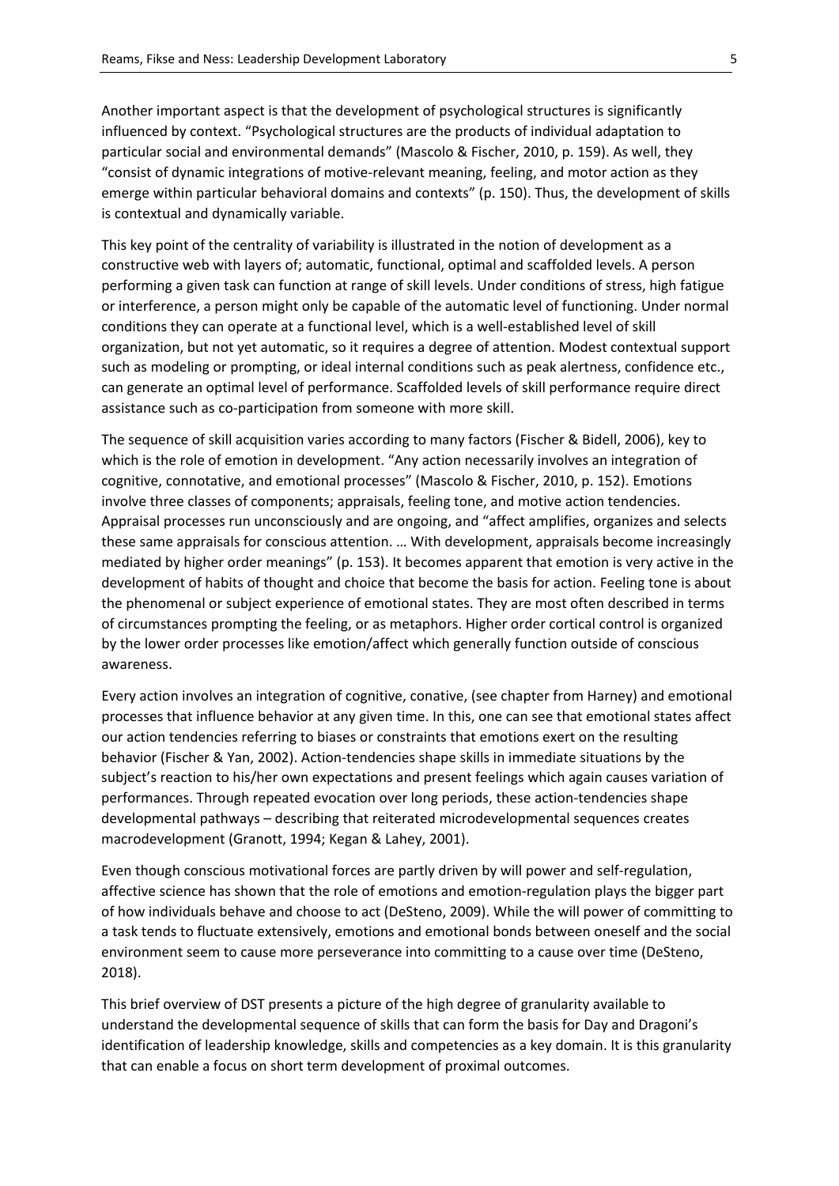Another important aspect is that the development of psychological structures is significantly influenced by context. "Psychological structures are the products of individual adaptation to particular social and environmental demands" (Mascolo & Fischer, 2010, p. 159). As well, they "consist of dynamic integrations of motive-relevant meaning, feeling, and motor action as they emerge within particular behavioral domains and contexts" (p. 150). Thus, the development of skills is contextual and dynamically variable.

This key point of the centrality of variability is illustrated in the notion of development as a constructive web with layers of; automatic, functional, optimal and scaffolded levels. A person performing a given task can function at range of skill levels. Under conditions of stress, high fatigue or interference, a person might only be capable of the automatic level of functioning. Under normal conditions they can operate at a functional level, which is a well-established level of skill organization, but not yet automatic, so it requires a degree of attention. Modest contextual support such as modeling or prompting, or ideal internal conditions such as peak alertness, confidence etc., can generate an optimal level of performance. Scaffolded levels of skill performance require direct assistance such as co-participation from someone with more skill.

The sequence of skill acquisition varies according to many factors (Fischer & Bidell, 2006), key to which is the role of emotion in development. "Any action necessarily involves an integration of cognitive, connotative, and emotional processes" (Mascolo & Fischer, 2010, p. 152). Emotions involve three classes of components; appraisals, feeling tone, and motive action tendencies. Appraisal processes run unconsciously and are ongoing, and "affect amplifies, organizes and selects these same appraisals for conscious attention. … With development, appraisals become increasingly mediated by higher order meanings" (p. 153). It becomes apparent that emotion is very active in the development of habits of thought and choice that become the basis for action. Feeling tone is about the phenomenal or subject experience of emotional states. They are most often described in terms of circumstances prompting the feeling, or as metaphors. Higher order cortical control is organized by the lower order processes like emotion/affect which generally function outside of conscious awareness.

Every action involves an integration of cognitive, conative, (see chapter from Harney) and emotional processes that influence behavior at any given time. In this, one can see that emotional states affect our action tendencies referring to biases or constraints that emotions exert on the resulting behavior (Fischer & Yan, 2002). Action-tendencies shape skills in immediate situations by the subject's reaction to his/her own expectations and present feelings which again causes variation of performances. Through repeated evocation over long periods, these action-tendencies shape developmental pathways – describing that reiterated microdevelopmental sequences creates macrodevelopment (Granott, 1994; Kegan & Lahey, 2001).

Even though conscious motivational forces are partly driven by will power and self-regulation, affective science has shown that the role of emotions and emotion-regulation plays the bigger part of how individuals behave and choose to act (DeSteno, 2009). While the will power of committing to a task tends to fluctuate extensively, emotions and emotional bonds between oneself and the social environment seem to cause more perseverance into committing to a cause over time (DeSteno, 2018).

This brief overview of DST presents a picture of the high degree of granularity available to understand the developmental sequence of skills that can form the basis for Day and Dragoni's identification of leadership knowledge, skills and competencies as a key domain. It is this granularity that can enable a focus on short term development of proximal outcomes.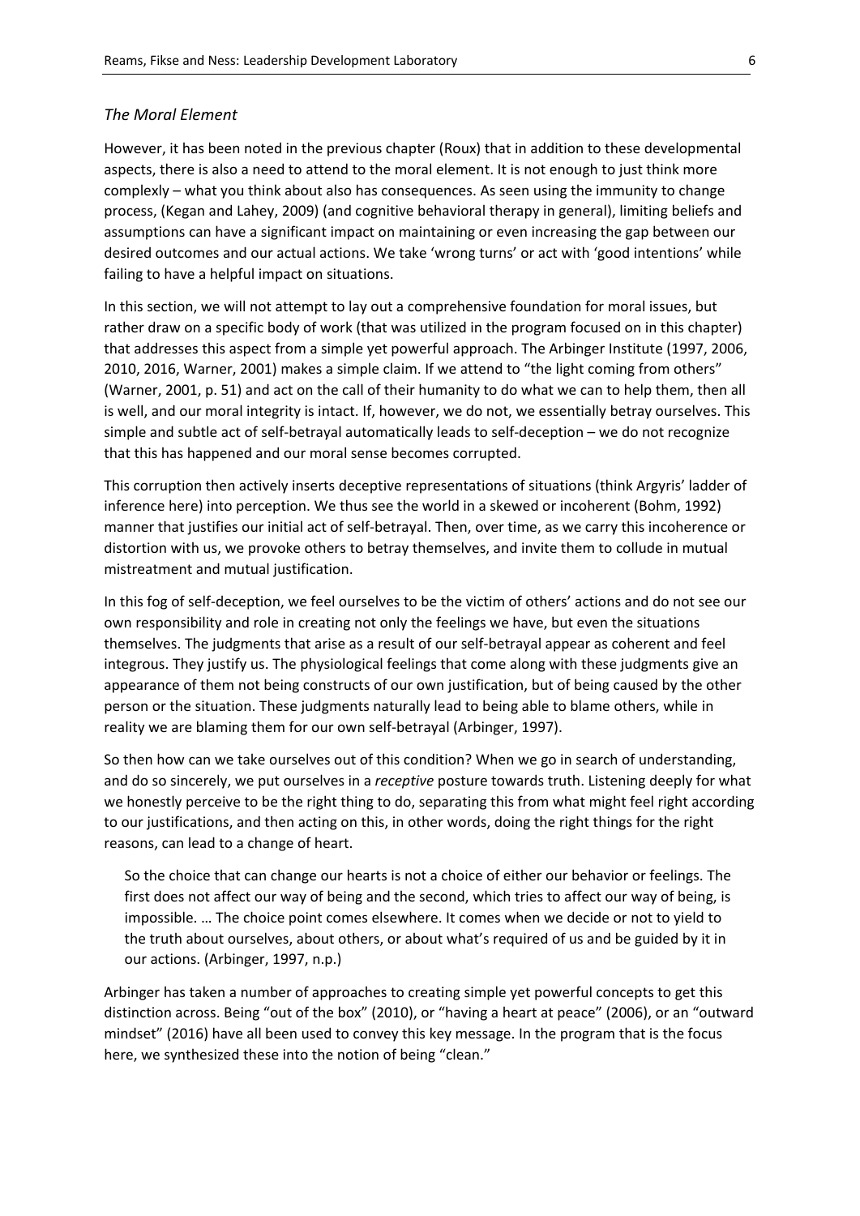### *The Moral Element*

However, it has been noted in the previous chapter (Roux) that in addition to these developmental aspects, there is also a need to attend to the moral element. It is not enough to just think more complexly – what you think about also has consequences. As seen using the immunity to change process, (Kegan and Lahey, 2009) (and cognitive behavioral therapy in general), limiting beliefs and assumptions can have a significant impact on maintaining or even increasing the gap between our desired outcomes and our actual actions. We take 'wrong turns' or act with 'good intentions' while failing to have a helpful impact on situations.

In this section, we will not attempt to lay out a comprehensive foundation for moral issues, but rather draw on a specific body of work (that was utilized in the program focused on in this chapter) that addresses this aspect from a simple yet powerful approach. The Arbinger Institute (1997, 2006, 2010, 2016, Warner, 2001) makes a simple claim. If we attend to "the light coming from others" (Warner, 2001, p. 51) and act on the call of their humanity to do what we can to help them, then all is well, and our moral integrity is intact. If, however, we do not, we essentially betray ourselves. This simple and subtle act of self-betrayal automatically leads to self-deception – we do not recognize that this has happened and our moral sense becomes corrupted.

This corruption then actively inserts deceptive representations of situations (think Argyris' ladder of inference here) into perception. We thus see the world in a skewed or incoherent (Bohm, 1992) manner that justifies our initial act of self-betrayal. Then, over time, as we carry this incoherence or distortion with us, we provoke others to betray themselves, and invite them to collude in mutual mistreatment and mutual justification.

In this fog of self-deception, we feel ourselves to be the victim of others' actions and do not see our own responsibility and role in creating not only the feelings we have, but even the situations themselves. The judgments that arise as a result of our self-betrayal appear as coherent and feel integrous. They justify us. The physiological feelings that come along with these judgments give an appearance of them not being constructs of our own justification, but of being caused by the other person or the situation. These judgments naturally lead to being able to blame others, while in reality we are blaming them for our own self-betrayal (Arbinger, 1997).

So then how can we take ourselves out of this condition? When we go in search of understanding, and do so sincerely, we put ourselves in a *receptive* posture towards truth. Listening deeply for what we honestly perceive to be the right thing to do, separating this from what might feel right according to our justifications, and then acting on this, in other words, doing the right things for the right reasons, can lead to a change of heart.

> So the choice that can change our hearts is not a choice of either our behavior or feelings. The first does not affect our way of being and the second, which tries to affect our way of being, is impossible. … The choice point comes elsewhere. It comes when we decide or not to yield to the truth about ourselves, about others, or about what's required of us and be guided by it in our actions. (Arbinger, 1997, n.p.)

Arbinger has taken a number of approaches to creating simple yet powerful concepts to get this distinction across. Being "out of the box" (2010), or "having a heart at peace" (2006), or an "outward mindset" (2016) have all been used to convey this key message. In the program that is the focus here, we synthesized these into the notion of being "clean."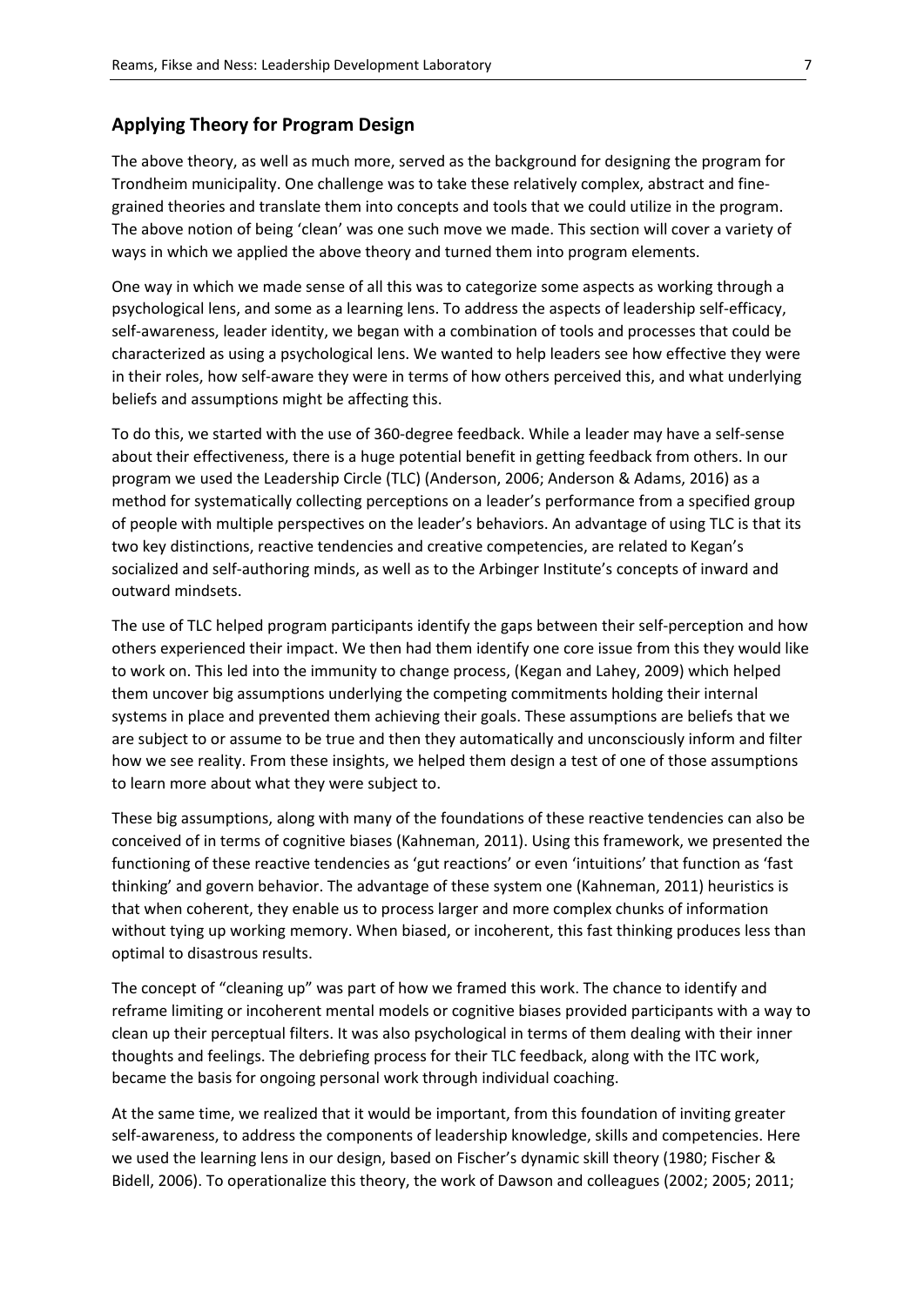## Applying Theory for Program Design

The above theory, as well as much more, served as the background for designing the program for Trondheim municipality. One challenge was to take these relatively complex, abstract and fine-grained theories and translate them into concepts and tools that we could utilize in the program. The above notion of being 'clean' was one such move we made. This section will cover a variety of ways in which we applied the above theory and turned them into program elements.

One way in which we made sense of all this was to categorize some aspects as working through a psychological lens, and some as a learning lens. To address the aspects of leadership self-efficacy, self-awareness, leader identity, we began with a combination of tools and processes that could be characterized as using a psychological lens. We wanted to help leaders see how effective they were in their roles, how self-aware they were in terms of how others perceived this, and what underlying beliefs and assumptions might be affecting this.

To do this, we started with the use of 360-degree feedback. While a leader may have a self-sense about their effectiveness, there is a huge potential benefit in getting feedback from others. In our program we used the Leadership Circle (TLC) (Anderson, 2006; Anderson & Adams, 2016) as a method for systematically collecting perceptions on a leader's performance from a specified group of people with multiple perspectives on the leader's behaviors. An advantage of using TLC is that its two key distinctions, reactive tendencies and creative competencies, are related to Kegan's socialized and self-authoring minds, as well as to the Arbinger Institute's concepts of inward and outward mindsets.

The use of TLC helped program participants identify the gaps between their self-perception and how others experienced their impact. We then had them identify one core issue from this they would like to work on. This led into the immunity to change process, (Kegan and Lahey, 2009) which helped them uncover big assumptions underlying the competing commitments holding their internal systems in place and prevented them achieving their goals. These assumptions are beliefs that we are subject to or assume to be true and then they automatically and unconsciously inform and filter how we see reality. From these insights, we helped them design a test of one of those assumptions to learn more about what they were subject to.

These big assumptions, along with many of the foundations of these reactive tendencies can also be conceived of in terms of cognitive biases (Kahneman, 2011). Using this framework, we presented the functioning of these reactive tendencies as 'gut reactions' or even 'intuitions' that function as 'fast thinking' and govern behavior. The advantage of these system one (Kahneman, 2011) heuristics is that when coherent, they enable us to process larger and more complex chunks of information without tying up working memory. When biased, or incoherent, this fast thinking produces less than optimal to disastrous results.

The concept of "cleaning up" was part of how we framed this work. The chance to identify and reframe limiting or incoherent mental models or cognitive biases provided participants with a way to clean up their perceptual filters. It was also psychological in terms of them dealing with their inner thoughts and feelings. The debriefing process for their TLC feedback, along with the ITC work, became the basis for ongoing personal work through individual coaching.

At the same time, we realized that it would be important, from this foundation of inviting greater self-awareness, to address the components of leadership knowledge, skills and competencies. Here we used the learning lens in our design, based on Fischer's dynamic skill theory (1980; Fischer & Bidell, 2006). To operationalize this theory, the work of Dawson and colleagues (2002; 2005; 2011;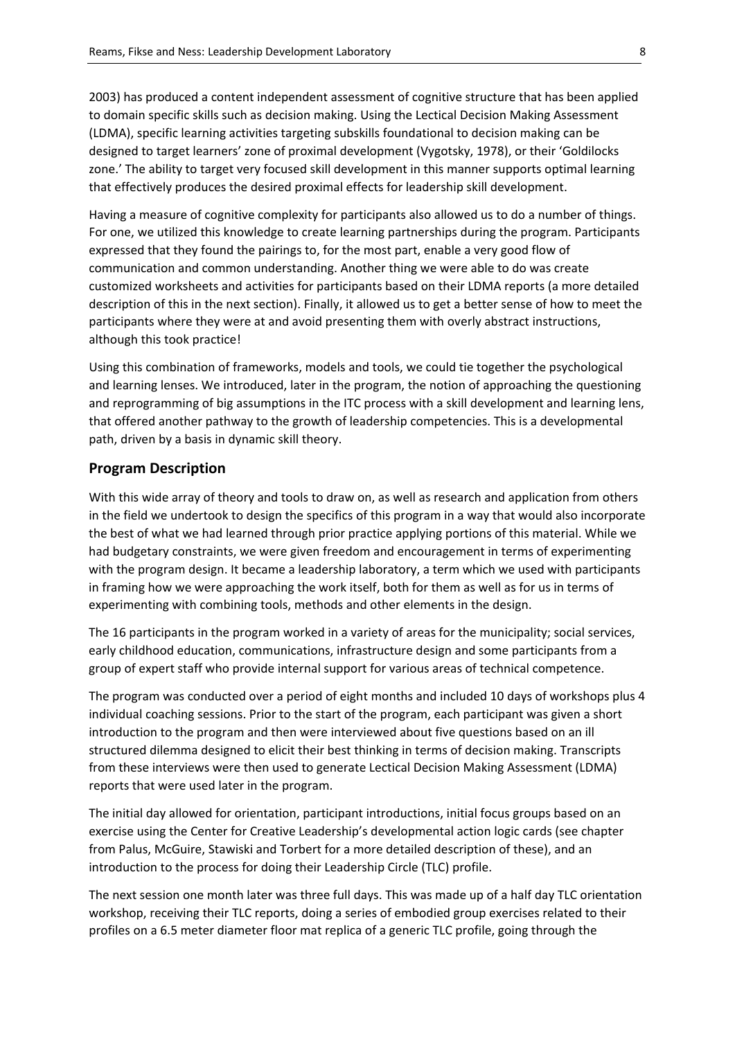2003) has produced a content independent assessment of cognitive structure that has been applied to domain specific skills such as decision making. Using the Lectical Decision Making Assessment (LDMA), specific learning activities targeting subskills foundational to decision making can be designed to target learners' zone of proximal development (Vygotsky, 1978), or their 'Goldilocks zone.' The ability to target very focused skill development in this manner supports optimal learning that effectively produces the desired proximal effects for leadership skill development.

Having a measure of cognitive complexity for participants also allowed us to do a number of things. For one, we utilized this knowledge to create learning partnerships during the program. Participants expressed that they found the pairings to, for the most part, enable a very good flow of communication and common understanding. Another thing we were able to do was create customized worksheets and activities for participants based on their LDMA reports (a more detailed description of this in the next section). Finally, it allowed us to get a better sense of how to meet the participants where they were at and avoid presenting them with overly abstract instructions, although this took practice!

Using this combination of frameworks, models and tools, we could tie together the psychological and learning lenses. We introduced, later in the program, the notion of approaching the questioning and reprogramming of big assumptions in the ITC process with a skill development and learning lens, that offered another pathway to the growth of leadership competencies. This is a developmental path, driven by a basis in dynamic skill theory.

## Program Description

With this wide array of theory and tools to draw on, as well as research and application from others in the field we undertook to design the specifics of this program in a way that would also incorporate the best of what we had learned through prior practice applying portions of this material. While we had budgetary constraints, we were given freedom and encouragement in terms of experimenting with the program design. It became a leadership laboratory, a term which we used with participants in framing how we were approaching the work itself, both for them as well as for us in terms of experimenting with combining tools, methods and other elements in the design.

The 16 participants in the program worked in a variety of areas for the municipality; social services, early childhood education, communications, infrastructure design and some participants from a group of expert staff who provide internal support for various areas of technical competence.

The program was conducted over a period of eight months and included 10 days of workshops plus 4 individual coaching sessions. Prior to the start of the program, each participant was given a short introduction to the program and then were interviewed about five questions based on an ill structured dilemma designed to elicit their best thinking in terms of decision making. Transcripts from these interviews were then used to generate Lectical Decision Making Assessment (LDMA) reports that were used later in the program.

The initial day allowed for orientation, participant introductions, initial focus groups based on an exercise using the Center for Creative Leadership's developmental action logic cards (see chapter from Palus, McGuire, Stawiski and Torbert for a more detailed description of these), and an introduction to the process for doing their Leadership Circle (TLC) profile.

The next session one month later was three full days. This was made up of a half day TLC orientation workshop, receiving their TLC reports, doing a series of embodied group exercises related to their profiles on a 6.5 meter diameter floor mat replica of a generic TLC profile, going through the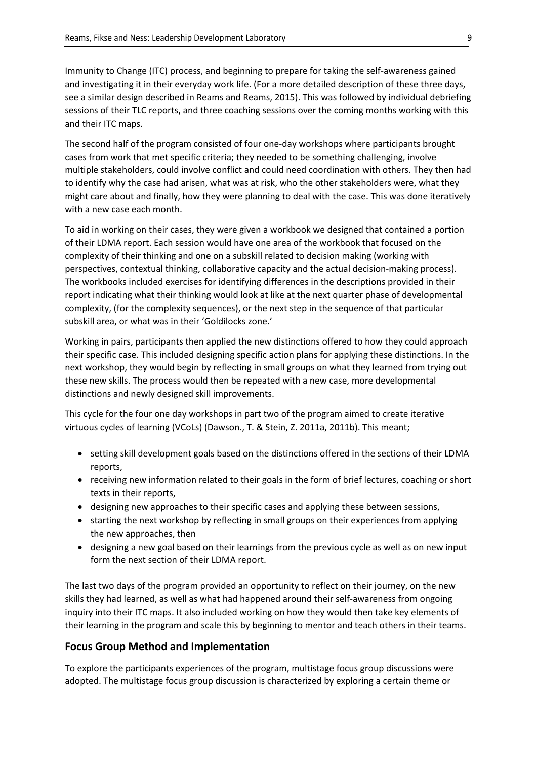Immunity to Change (ITC) process, and beginning to prepare for taking the self-awareness gained and investigating it in their everyday work life. (For a more detailed description of these three days, see a similar design described in Reams and Reams, 2015). This was followed by individual debriefing sessions of their TLC reports, and three coaching sessions over the coming months working with this and their ITC maps.

The second half of the program consisted of four one-day workshops where participants brought cases from work that met specific criteria; they needed to be something challenging, involve multiple stakeholders, could involve conflict and could need coordination with others. They then had to identify why the case had arisen, what was at risk, who the other stakeholders were, what they might care about and finally, how they were planning to deal with the case. This was done iteratively with a new case each month.

To aid in working on their cases, they were given a workbook we designed that contained a portion of their LDMA report. Each session would have one area of the workbook that focused on the complexity of their thinking and one on a subskill related to decision making (working with perspectives, contextual thinking, collaborative capacity and the actual decision-making process). The workbooks included exercises for identifying differences in the descriptions provided in their report indicating what their thinking would look at like at the next quarter phase of developmental complexity, (for the complexity sequences), or the next step in the sequence of that particular subskill area, or what was in their 'Goldilocks zone.'

Working in pairs, participants then applied the new distinctions offered to how they could approach their specific case. This included designing specific action plans for applying these distinctions. In the next workshop, they would begin by reflecting in small groups on what they learned from trying out these new skills. The process would then be repeated with a new case, more developmental distinctions and newly designed skill improvements.

This cycle for the four one day workshops in part two of the program aimed to create iterative virtuous cycles of learning (VCoLs) (Dawson., T. & Stein, Z. 2011a, 2011b). This meant;

- setting skill development goals based on the distinctions offered in the sections of their LDMA reports,
- receiving new information related to their goals in the form of brief lectures, coaching or short texts in their reports,
- designing new approaches to their specific cases and applying these between sessions,
- starting the next workshop by reflecting in small groups on their experiences from applying the new approaches, then
- designing a new goal based on their learnings from the previous cycle as well as on new input form the next section of their LDMA report.

The last two days of the program provided an opportunity to reflect on their journey, on the new skills they had learned, as well as what had happened around their self-awareness from ongoing inquiry into their ITC maps. It also included working on how they would then take key elements of their learning in the program and scale this by beginning to mentor and teach others in their teams.

## Focus Group Method and Implementation

To explore the participants experiences of the program, multistage focus group discussions were adopted. The multistage focus group discussion is characterized by exploring a certain theme or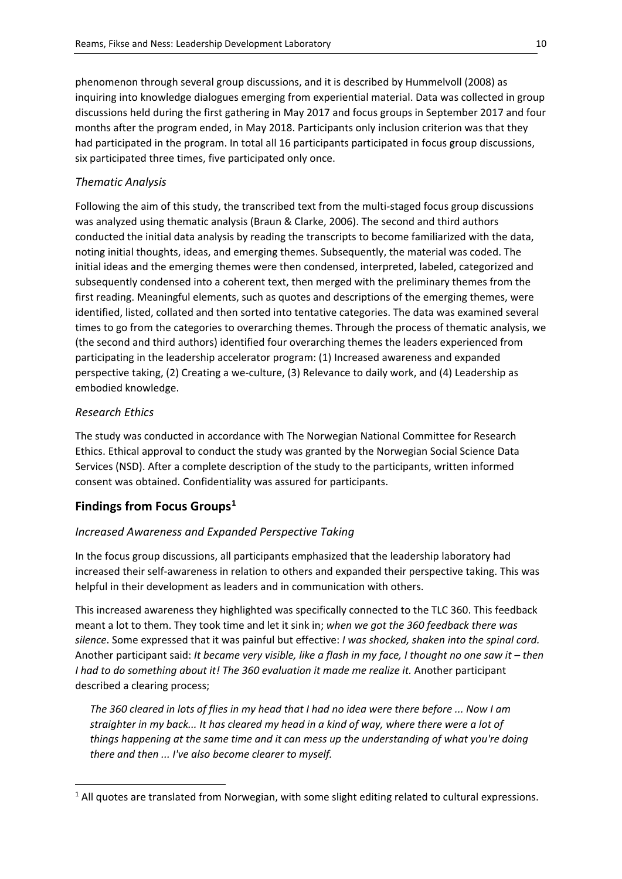phenomenon through several group discussions, and it is described by Hummelvoll (2008) as inquiring into knowledge dialogues emerging from experiential material. Data was collected in group discussions held during the first gathering in May 2017 and focus groups in September 2017 and four months after the program ended, in May 2018. Participants only inclusion criterion was that they had participated in the program. In total all 16 participants participated in focus group discussions, six participated three times, five participated only once.

### *Thematic Analysis*

Following the aim of this study, the transcribed text from the multi-staged focus group discussions was analyzed using thematic analysis (Braun & Clarke, 2006). The second and third authors conducted the initial data analysis by reading the transcripts to become familiarized with the data, noting initial thoughts, ideas, and emerging themes. Subsequently, the material was coded. The initial ideas and the emerging themes were then condensed, interpreted, labeled, categorized and subsequently condensed into a coherent text, then merged with the preliminary themes from the first reading. Meaningful elements, such as quotes and descriptions of the emerging themes, were identified, listed, collated and then sorted into tentative categories. The data was examined several times to go from the categories to overarching themes. Through the process of thematic analysis, we (the second and third authors) identified four overarching themes the leaders experienced from participating in the leadership accelerator program: (1) Increased awareness and expanded perspective taking, (2) Creating a we-culture, (3) Relevance to daily work, and (4) Leadership as embodied knowledge.

### *Research Ethics*

The study was conducted in accordance with The Norwegian National Committee for Research Ethics. Ethical approval to conduct the study was granted by the Norwegian Social Science Data Services (NSD). After a complete description of the study to the participants, written informed consent was obtained. Confidentiality was assured for participants.

## Findings from Focus Groups[1]

### *Increased Awareness and Expanded Perspective Taking*

In the focus group discussions, all participants emphasized that the leadership laboratory had increased their self-awareness in relation to others and expanded their perspective taking. This was helpful in their development as leaders and in communication with others.

This increased awareness they highlighted was specifically connected to the TLC 360. This feedback meant a lot to them. They took time and let it sink in; *when we got the 360 feedback there was silence*. Some expressed that it was painful but effective: *I was shocked, shaken into the spinal cord.* Another participant said: *It became very visible, like a flash in my face, I thought no one saw it – then I had to do something about it! The 360 evaluation it made me realize it.* Another participant described a clearing process;

> *The 360 cleared in lots of flies in my head that I had no idea were there before ... Now I am straighter in my back... It has cleared my head in a kind of way, where there were a lot of things happening at the same time and it can mess up the understanding of what you're doing there and then ... I've also become clearer to myself.*

[1] All quotes are translated from Norwegian, with some slight editing related to cultural expressions.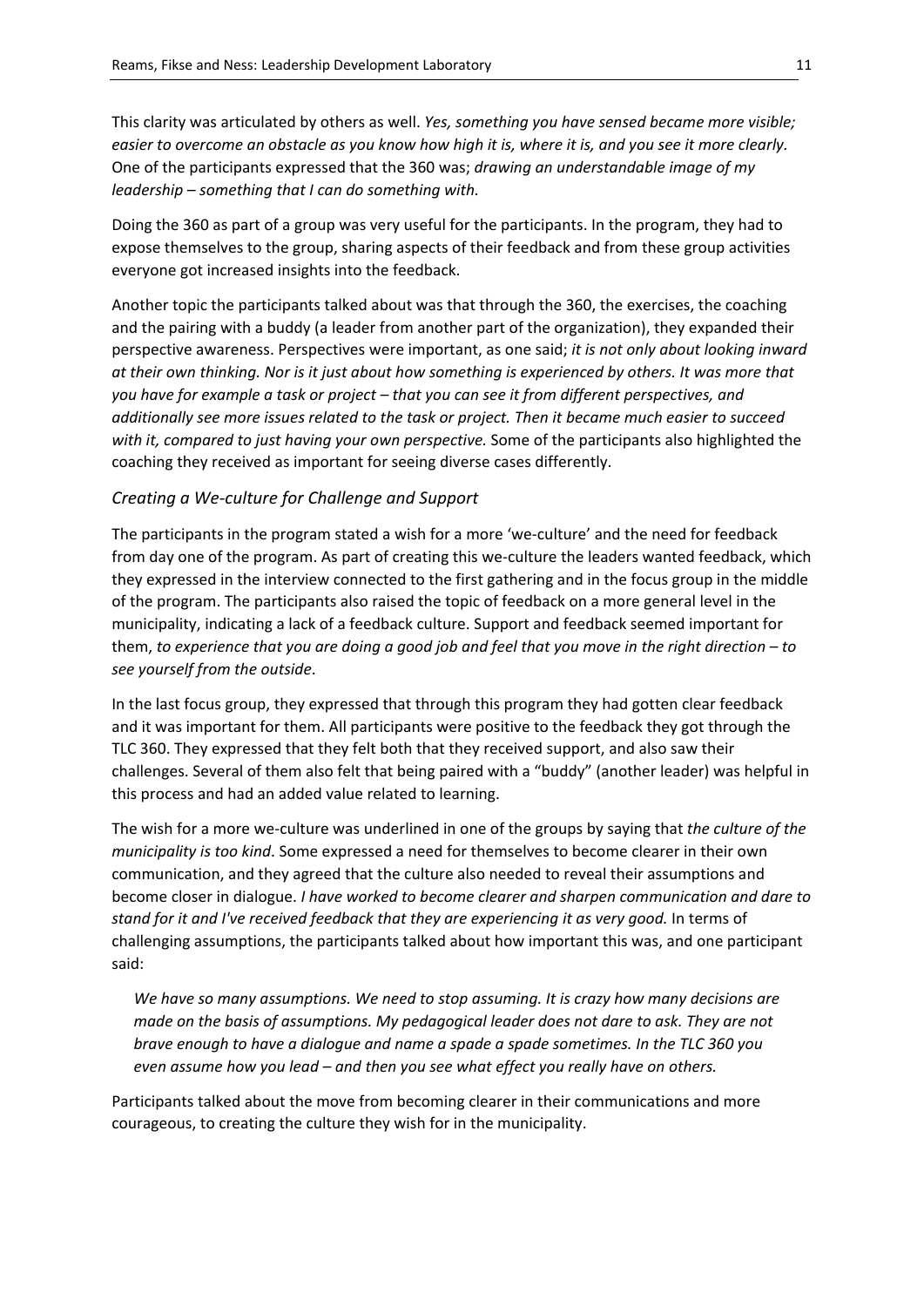This clarity was articulated by others as well. *Yes, something you have sensed became more visible; easier to overcome an obstacle as you know how high it is, where it is, and you see it more clearly.* One of the participants expressed that the 360 was; *drawing an understandable image of my leadership – something that I can do something with.*

Doing the 360 as part of a group was very useful for the participants. In the program, they had to expose themselves to the group, sharing aspects of their feedback and from these group activities everyone got increased insights into the feedback.

Another topic the participants talked about was that through the 360, the exercises, the coaching and the pairing with a buddy (a leader from another part of the organization), they expanded their perspective awareness. Perspectives were important, as one said; *it is not only about looking inward at their own thinking. Nor is it just about how something is experienced by others. It was more that you have for example a task or project – that you can see it from different perspectives, and additionally see more issues related to the task or project. Then it became much easier to succeed with it, compared to just having your own perspective.* Some of the participants also highlighted the coaching they received as important for seeing diverse cases differently.

### *Creating a We-culture for Challenge and Support*

The participants in the program stated a wish for a more 'we-culture' and the need for feedback from day one of the program. As part of creating this we-culture the leaders wanted feedback, which they expressed in the interview connected to the first gathering and in the focus group in the middle of the program. The participants also raised the topic of feedback on a more general level in the municipality, indicating a lack of a feedback culture. Support and feedback seemed important for them, *to experience that you are doing a good job and feel that you move in the right direction – to see yourself from the outside*.

In the last focus group, they expressed that through this program they had gotten clear feedback and it was important for them. All participants were positive to the feedback they got through the TLC 360. They expressed that they felt both that they received support, and also saw their challenges. Several of them also felt that being paired with a "buddy" (another leader) was helpful in this process and had an added value related to learning.

The wish for a more we-culture was underlined in one of the groups by saying that *the culture of the municipality is too kind*. Some expressed a need for themselves to become clearer in their own communication, and they agreed that the culture also needed to reveal their assumptions and become closer in dialogue. *I have worked to become clearer and sharpen communication and dare to stand for it and I've received feedback that they are experiencing it as very good.* In terms of challenging assumptions, the participants talked about how important this was, and one participant said:

> *We have so many assumptions. We need to stop assuming. It is crazy how many decisions are made on the basis of assumptions. My pedagogical leader does not dare to ask. They are not brave enough to have a dialogue and name a spade a spade sometimes. In the TLC 360 you even assume how you lead – and then you see what effect you really have on others.*

Participants talked about the move from becoming clearer in their communications and more courageous, to creating the culture they wish for in the municipality.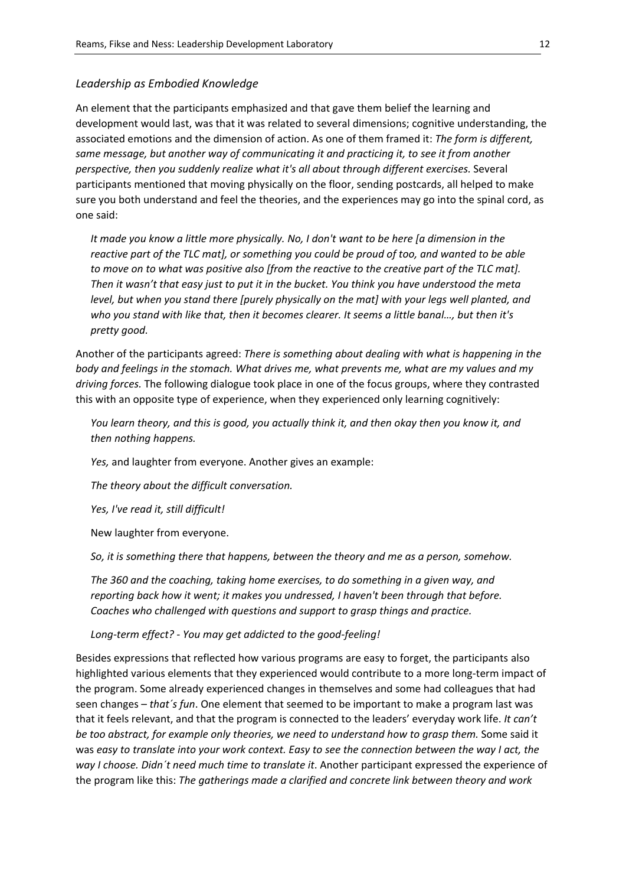### *Leadership as Embodied Knowledge*

An element that the participants emphasized and that gave them belief the learning and development would last, was that it was related to several dimensions; cognitive understanding, the associated emotions and the dimension of action. As one of them framed it: *The form is different, same message, but another way of communicating it and practicing it, to see it from another perspective, then you suddenly realize what it's all about through different exercises.* Several participants mentioned that moving physically on the floor, sending postcards, all helped to make sure you both understand and feel the theories, and the experiences may go into the spinal cord, as one said:

> *It made you know a little more physically. No, I don't want to be here [a dimension in the reactive part of the TLC mat], or something you could be proud of too, and wanted to be able to move on to what was positive also [from the reactive to the creative part of the TLC mat]. Then it wasn't that easy just to put it in the bucket. You think you have understood the meta level, but when you stand there [purely physically on the mat] with your legs well planted, and who you stand with like that, then it becomes clearer. It seems a little banal…, but then it's pretty good.*

Another of the participants agreed: *There is something about dealing with what is happening in the body and feelings in the stomach. What drives me, what prevents me, what are my values and my driving forces.* The following dialogue took place in one of the focus groups, where they contrasted this with an opposite type of experience, when they experienced only learning cognitively:

> *You learn theory, and this is good, you actually think it, and then okay then you know it, and then nothing happens.*
>
> *Yes,* and laughter from everyone. Another gives an example:
>
> *The theory about the difficult conversation.*
>
> *Yes, I've read it, still difficult!*
>
> New laughter from everyone.
>
> *So, it is something there that happens, between the theory and me as a person, somehow.*
>
> *The 360 and the coaching, taking home exercises, to do something in a given way, and reporting back how it went; it makes you undressed, I haven't been through that before. Coaches who challenged with questions and support to grasp things and practice.*
>
> *Long-term effect? - You may get addicted to the good-feeling!*

Besides expressions that reflected how various programs are easy to forget, the participants also highlighted various elements that they experienced would contribute to a more long-term impact of the program. Some already experienced changes in themselves and some had colleagues that had seen changes – *that´s fun*. One element that seemed to be important to make a program last was that it feels relevant, and that the program is connected to the leaders' everyday work life. *It can't be too abstract, for example only theories, we need to understand how to grasp them.* Some said it was *easy to translate into your work context. Easy to see the connection between the way I act, the way I choose. Didn´t need much time to translate it*. Another participant expressed the experience of the program like this: *The gatherings made a clarified and concrete link between theory and work*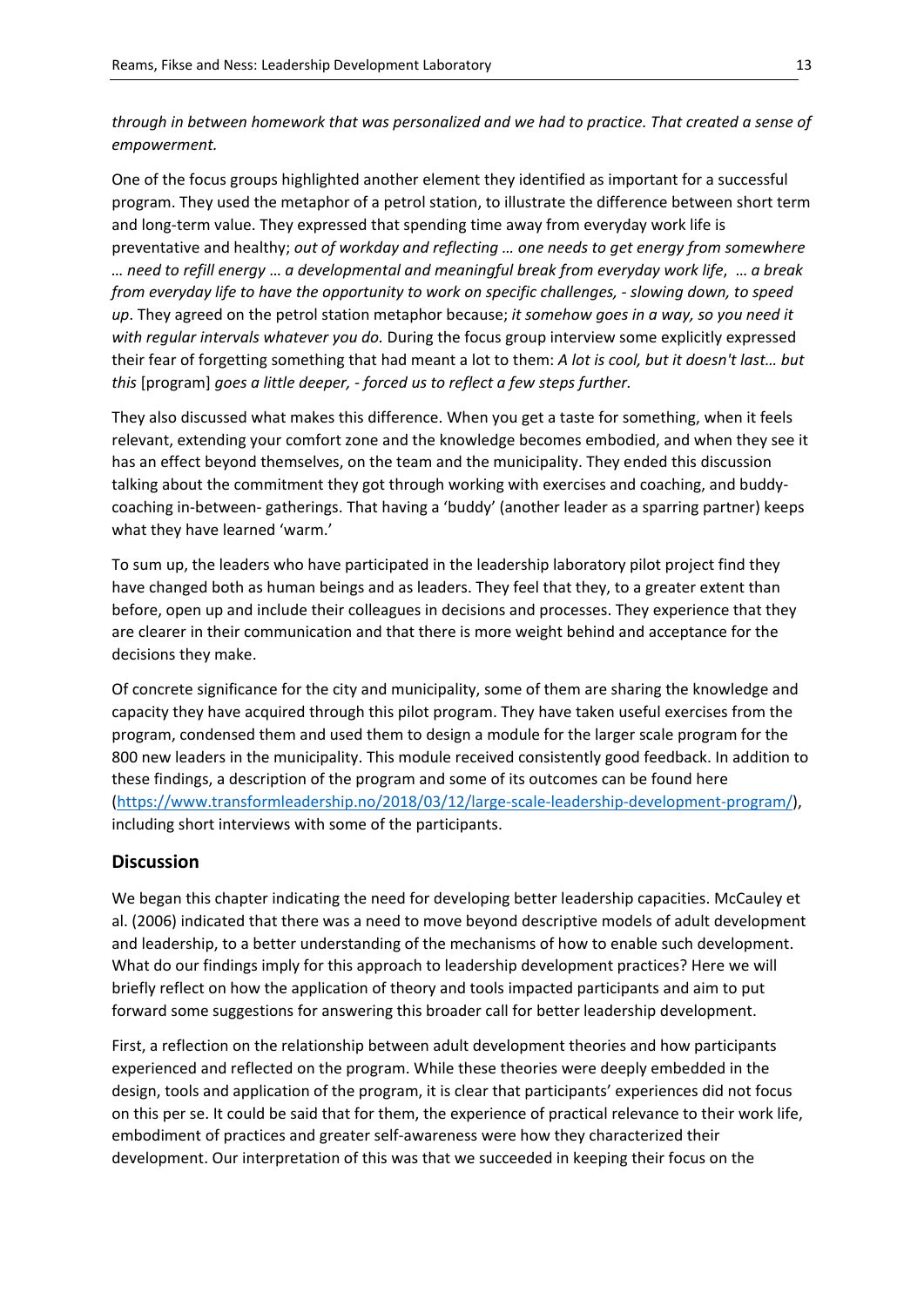*through in between homework that was personalized and we had to practice. That created a sense of empowerment.*

One of the focus groups highlighted another element they identified as important for a successful program. They used the metaphor of a petrol station, to illustrate the difference between short term and long-term value. They expressed that spending time away from everyday work life is preventative and healthy; *out of workday and reflecting … one needs to get energy from somewhere … need to refill energy … a developmental and meaningful break from everyday work life*, … *a break from everyday life to have the opportunity to work on specific challenges, - slowing down, to speed up*. They agreed on the petrol station metaphor because; *it somehow goes in a way, so you need it with regular intervals whatever you do.* During the focus group interview some explicitly expressed their fear of forgetting something that had meant a lot to them: *A lot is cool, but it doesn't last… but this* [program] *goes a little deeper, - forced us to reflect a few steps further.*

They also discussed what makes this difference. When you get a taste for something, when it feels relevant, extending your comfort zone and the knowledge becomes embodied, and when they see it has an effect beyond themselves, on the team and the municipality. They ended this discussion talking about the commitment they got through working with exercises and coaching, and buddy-coaching in-between- gatherings. That having a 'buddy' (another leader as a sparring partner) keeps what they have learned 'warm.'

To sum up, the leaders who have participated in the leadership laboratory pilot project find they have changed both as human beings and as leaders. They feel that they, to a greater extent than before, open up and include their colleagues in decisions and processes. They experience that they are clearer in their communication and that there is more weight behind and acceptance for the decisions they make.

Of concrete significance for the city and municipality, some of them are sharing the knowledge and capacity they have acquired through this pilot program. They have taken useful exercises from the program, condensed them and used them to design a module for the larger scale program for the 800 new leaders in the municipality. This module received consistently good feedback. In addition to these findings, a description of the program and some of its outcomes can be found here (https://www.transformleadership.no/2018/03/12/large-scale-leadership-development-program/), including short interviews with some of the participants.

## Discussion

We began this chapter indicating the need for developing better leadership capacities. McCauley et al. (2006) indicated that there was a need to move beyond descriptive models of adult development and leadership, to a better understanding of the mechanisms of how to enable such development. What do our findings imply for this approach to leadership development practices? Here we will briefly reflect on how the application of theory and tools impacted participants and aim to put forward some suggestions for answering this broader call for better leadership development.

First, a reflection on the relationship between adult development theories and how participants experienced and reflected on the program. While these theories were deeply embedded in the design, tools and application of the program, it is clear that participants' experiences did not focus on this per se. It could be said that for them, the experience of practical relevance to their work life, embodiment of practices and greater self-awareness were how they characterized their development. Our interpretation of this was that we succeeded in keeping their focus on the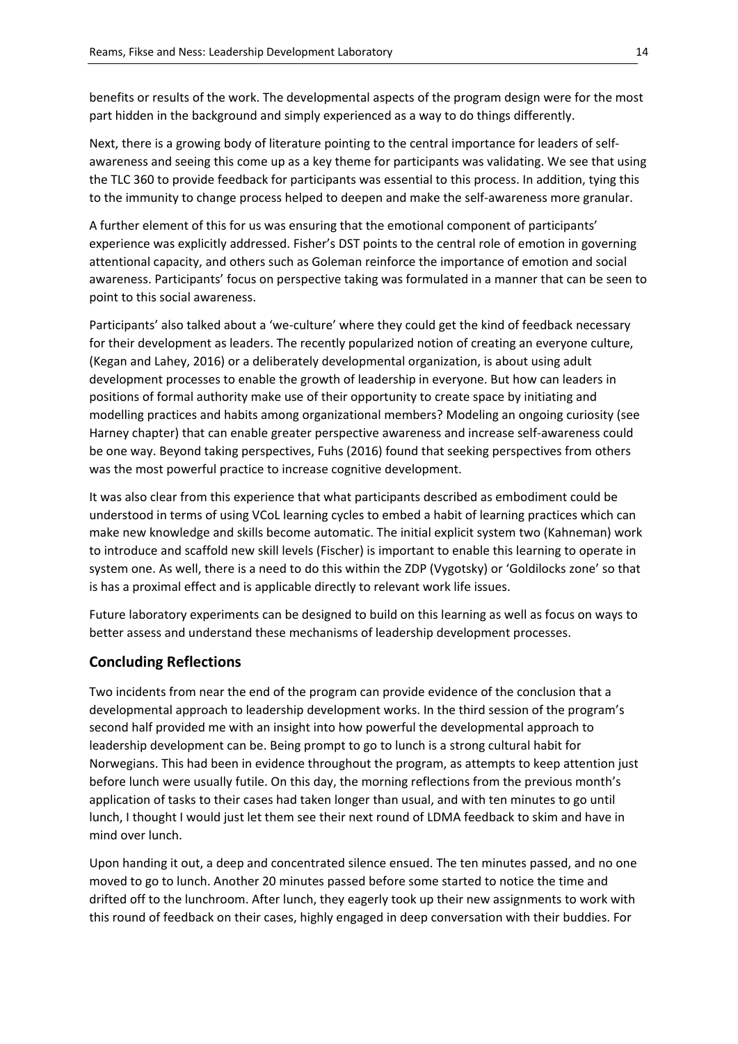benefits or results of the work. The developmental aspects of the program design were for the most part hidden in the background and simply experienced as a way to do things differently.

Next, there is a growing body of literature pointing to the central importance for leaders of self-awareness and seeing this come up as a key theme for participants was validating. We see that using the TLC 360 to provide feedback for participants was essential to this process. In addition, tying this to the immunity to change process helped to deepen and make the self-awareness more granular.

A further element of this for us was ensuring that the emotional component of participants' experience was explicitly addressed. Fisher's DST points to the central role of emotion in governing attentional capacity, and others such as Goleman reinforce the importance of emotion and social awareness. Participants' focus on perspective taking was formulated in a manner that can be seen to point to this social awareness.

Participants' also talked about a 'we-culture' where they could get the kind of feedback necessary for their development as leaders. The recently popularized notion of creating an everyone culture, (Kegan and Lahey, 2016) or a deliberately developmental organization, is about using adult development processes to enable the growth of leadership in everyone. But how can leaders in positions of formal authority make use of their opportunity to create space by initiating and modelling practices and habits among organizational members? Modeling an ongoing curiosity (see Harney chapter) that can enable greater perspective awareness and increase self-awareness could be one way. Beyond taking perspectives, Fuhs (2016) found that seeking perspectives from others was the most powerful practice to increase cognitive development.

It was also clear from this experience that what participants described as embodiment could be understood in terms of using VCoL learning cycles to embed a habit of learning practices which can make new knowledge and skills become automatic. The initial explicit system two (Kahneman) work to introduce and scaffold new skill levels (Fischer) is important to enable this learning to operate in system one. As well, there is a need to do this within the ZDP (Vygotsky) or 'Goldilocks zone' so that is has a proximal effect and is applicable directly to relevant work life issues.

Future laboratory experiments can be designed to build on this learning as well as focus on ways to better assess and understand these mechanisms of leadership development processes.

## Concluding Reflections

Two incidents from near the end of the program can provide evidence of the conclusion that a developmental approach to leadership development works. In the third session of the program's second half provided me with an insight into how powerful the developmental approach to leadership development can be. Being prompt to go to lunch is a strong cultural habit for Norwegians. This had been in evidence throughout the program, as attempts to keep attention just before lunch were usually futile. On this day, the morning reflections from the previous month's application of tasks to their cases had taken longer than usual, and with ten minutes to go until lunch, I thought I would just let them see their next round of LDMA feedback to skim and have in mind over lunch.

Upon handing it out, a deep and concentrated silence ensued. The ten minutes passed, and no one moved to go to lunch. Another 20 minutes passed before some started to notice the time and drifted off to the lunchroom. After lunch, they eagerly took up their new assignments to work with this round of feedback on their cases, highly engaged in deep conversation with their buddies. For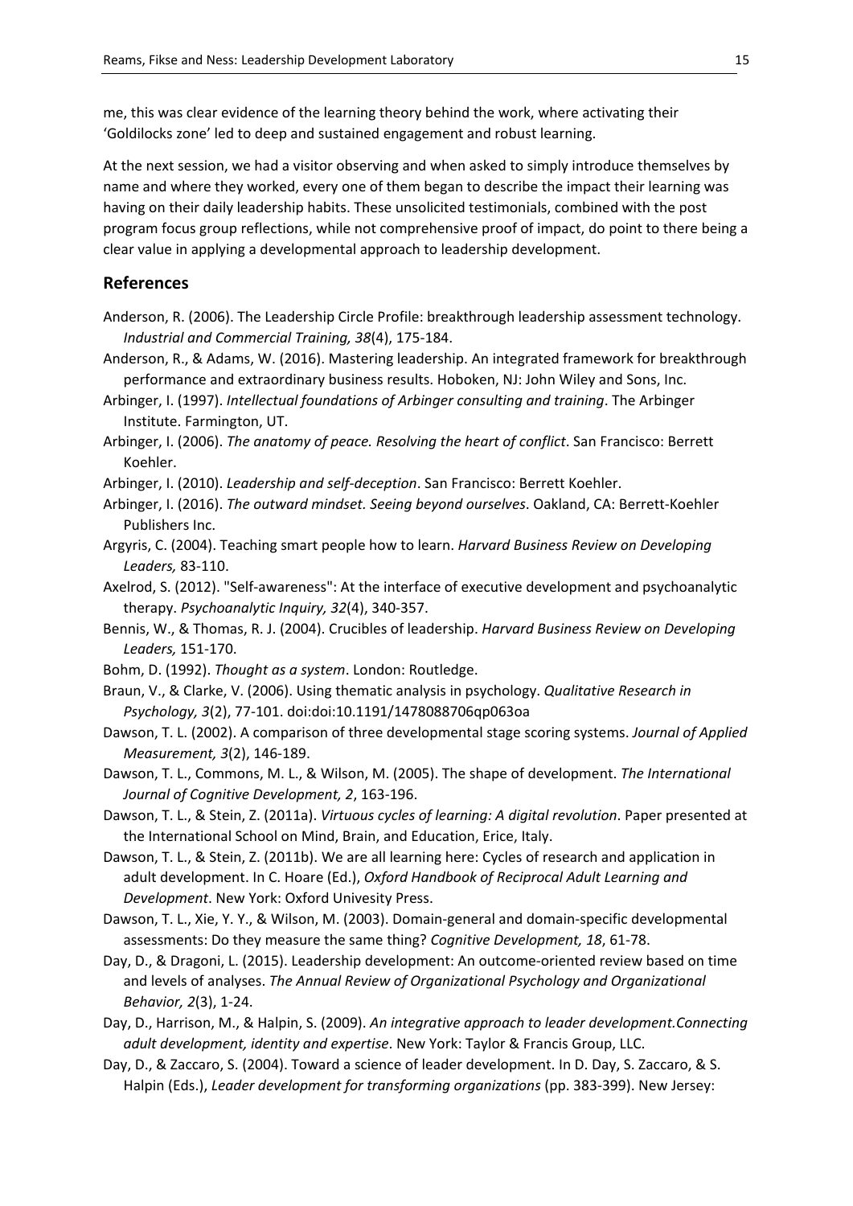me, this was clear evidence of the learning theory behind the work, where activating their 'Goldilocks zone' led to deep and sustained engagement and robust learning.

At the next session, we had a visitor observing and when asked to simply introduce themselves by name and where they worked, every one of them began to describe the impact their learning was having on their daily leadership habits. These unsolicited testimonials, combined with the post program focus group reflections, while not comprehensive proof of impact, do point to there being a clear value in applying a developmental approach to leadership development.

## References

Anderson, R. (2006). The Leadership Circle Profile: breakthrough leadership assessment technology. *Industrial and Commercial Training, 38*(4), 175-184.

Anderson, R., & Adams, W. (2016). Mastering leadership. An integrated framework for breakthrough performance and extraordinary business results. Hoboken, NJ: John Wiley and Sons, Inc.

Arbinger, I. (1997). *Intellectual foundations of Arbinger consulting and training*. The Arbinger Institute. Farmington, UT.

Arbinger, I. (2006). *The anatomy of peace. Resolving the heart of conflict*. San Francisco: Berrett Koehler.

Arbinger, I. (2010). *Leadership and self-deception*. San Francisco: Berrett Koehler.

Arbinger, I. (2016). *The outward mindset. Seeing beyond ourselves*. Oakland, CA: Berrett-Koehler Publishers Inc.

Argyris, C. (2004). Teaching smart people how to learn. *Harvard Business Review on Developing Leaders,* 83-110.

Axelrod, S. (2012). "Self-awareness": At the interface of executive development and psychoanalytic therapy. *Psychoanalytic Inquiry, 32*(4), 340-357.

Bennis, W., & Thomas, R. J. (2004). Crucibles of leadership. *Harvard Business Review on Developing Leaders,* 151-170.

Bohm, D. (1992). *Thought as a system*. London: Routledge.

Braun, V., & Clarke, V. (2006). Using thematic analysis in psychology. *Qualitative Research in Psychology, 3*(2), 77-101. doi:doi:10.1191/1478088706qp063oa

Dawson, T. L. (2002). A comparison of three developmental stage scoring systems. *Journal of Applied Measurement, 3*(2), 146-189.

Dawson, T. L., Commons, M. L., & Wilson, M. (2005). The shape of development. *The International Journal of Cognitive Development, 2*, 163-196.

Dawson, T. L., & Stein, Z. (2011a). *Virtuous cycles of learning: A digital revolution*. Paper presented at the International School on Mind, Brain, and Education, Erice, Italy.

Dawson, T. L., & Stein, Z. (2011b). We are all learning here: Cycles of research and application in adult development. In C. Hoare (Ed.), *Oxford Handbook of Reciprocal Adult Learning and Development*. New York: Oxford Univesity Press.

Dawson, T. L., Xie, Y. Y., & Wilson, M. (2003). Domain-general and domain-specific developmental assessments: Do they measure the same thing? *Cognitive Development, 18*, 61-78.

Day, D., & Dragoni, L. (2015). Leadership development: An outcome-oriented review based on time and levels of analyses. *The Annual Review of Organizational Psychology and Organizational Behavior, 2*(3), 1-24.

Day, D., Harrison, M., & Halpin, S. (2009). *An integrative approach to leader development.Connecting adult development, identity and expertise*. New York: Taylor & Francis Group, LLC.

Day, D., & Zaccaro, S. (2004). Toward a science of leader development. In D. Day, S. Zaccaro, & S. Halpin (Eds.), *Leader development for transforming organizations* (pp. 383-399). New Jersey: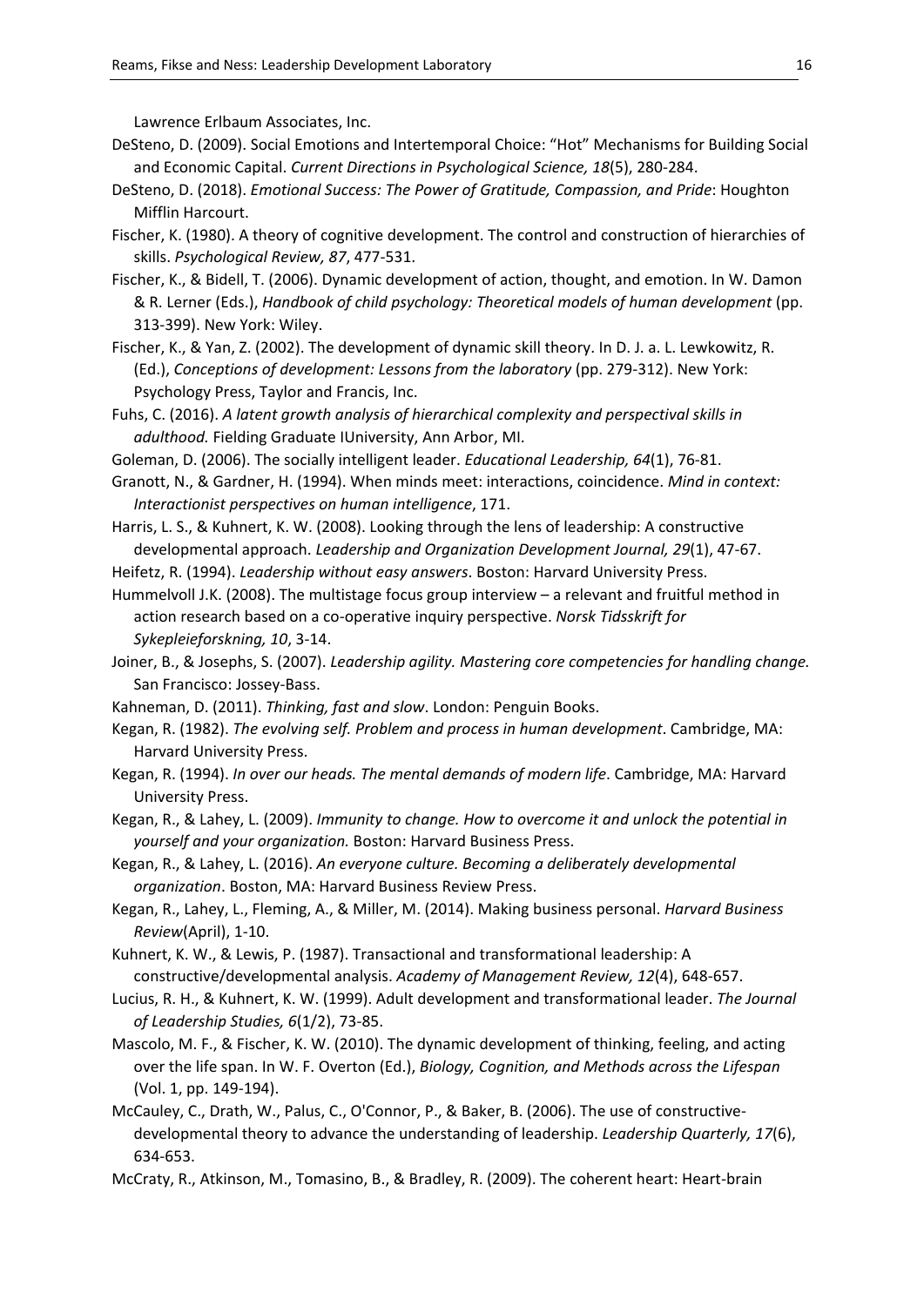Lawrence Erlbaum Associates, Inc.

DeSteno, D. (2009). Social Emotions and Intertemporal Choice: "Hot" Mechanisms for Building Social and Economic Capital. *Current Directions in Psychological Science, 18*(5), 280-284.

DeSteno, D. (2018). *Emotional Success: The Power of Gratitude, Compassion, and Pride*: Houghton Mifflin Harcourt.

Fischer, K. (1980). A theory of cognitive development. The control and construction of hierarchies of skills. *Psychological Review, 87*, 477-531.

Fischer, K., & Bidell, T. (2006). Dynamic development of action, thought, and emotion. In W. Damon & R. Lerner (Eds.), *Handbook of child psychology: Theoretical models of human development* (pp. 313-399). New York: Wiley.

Fischer, K., & Yan, Z. (2002). The development of dynamic skill theory. In D. J. a. L. Lewkowitz, R. (Ed.), *Conceptions of development: Lessons from the laboratory* (pp. 279-312). New York: Psychology Press, Taylor and Francis, Inc.

Fuhs, C. (2016). *A latent growth analysis of hierarchical complexity and perspectival skills in adulthood.* Fielding Graduate IUniversity, Ann Arbor, MI.

Goleman, D. (2006). The socially intelligent leader. *Educational Leadership, 64*(1), 76-81.

Granott, N., & Gardner, H. (1994). When minds meet: interactions, coincidence. *Mind in context: Interactionist perspectives on human intelligence*, 171.

Harris, L. S., & Kuhnert, K. W. (2008). Looking through the lens of leadership: A constructive developmental approach. *Leadership and Organization Development Journal, 29*(1), 47-67.

Heifetz, R. (1994). *Leadership without easy answers*. Boston: Harvard University Press.

Hummelvoll J.K. (2008). The multistage focus group interview – a relevant and fruitful method in action research based on a co-operative inquiry perspective. *Norsk Tidsskrift for Sykepleieforskning, 10*, 3-14.

Joiner, B., & Josephs, S. (2007). *Leadership agility. Mastering core competencies for handling change.* San Francisco: Jossey-Bass.

Kahneman, D. (2011). *Thinking, fast and slow*. London: Penguin Books.

Kegan, R. (1982). *The evolving self. Problem and process in human development*. Cambridge, MA: Harvard University Press.

Kegan, R. (1994). *In over our heads. The mental demands of modern life*. Cambridge, MA: Harvard University Press.

Kegan, R., & Lahey, L. (2009). *Immunity to change. How to overcome it and unlock the potential in yourself and your organization.* Boston: Harvard Business Press.

Kegan, R., & Lahey, L. (2016). *An everyone culture. Becoming a deliberately developmental organization*. Boston, MA: Harvard Business Review Press.

Kegan, R., Lahey, L., Fleming, A., & Miller, M. (2014). Making business personal. *Harvard Business Review*(April), 1-10.

Kuhnert, K. W., & Lewis, P. (1987). Transactional and transformational leadership: A constructive/developmental analysis. *Academy of Management Review, 12*(4), 648-657.

Lucius, R. H., & Kuhnert, K. W. (1999). Adult development and transformational leader. *The Journal of Leadership Studies, 6*(1/2), 73-85.

Mascolo, M. F., & Fischer, K. W. (2010). The dynamic development of thinking, feeling, and acting over the life span. In W. F. Overton (Ed.), *Biology, Cognition, and Methods across the Lifespan* (Vol. 1, pp. 149-194).

McCauley, C., Drath, W., Palus, C., O'Connor, P., & Baker, B. (2006). The use of constructive-developmental theory to advance the understanding of leadership. *Leadership Quarterly, 17*(6), 634-653.

McCraty, R., Atkinson, M., Tomasino, B., & Bradley, R. (2009). The coherent heart: Heart-brain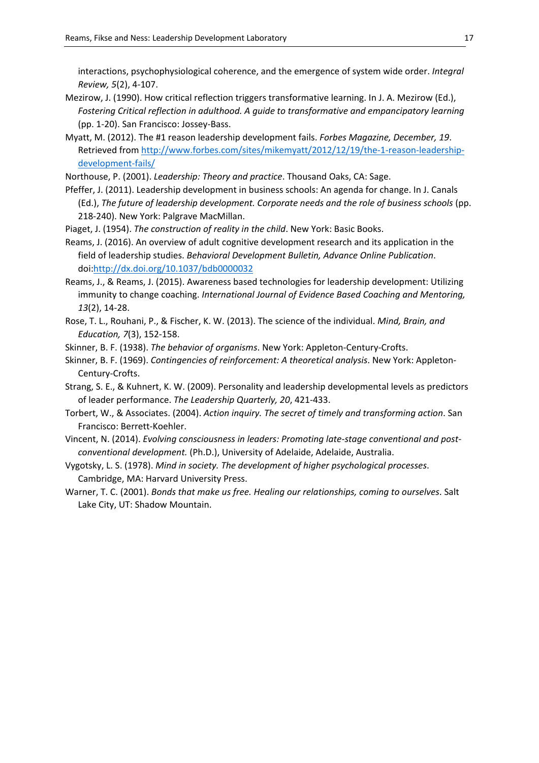interactions, psychophysiological coherence, and the emergence of system wide order. *Integral Review, 5*(2), 4-107.

Mezirow, J. (1990). How critical reflection triggers transformative learning. In J. A. Mezirow (Ed.), *Fostering Critical reflection in adulthood. A guide to transformative and empancipatory learning* (pp. 1-20). San Francisco: Jossey-Bass.

Myatt, M. (2012). The #1 reason leadership development fails. *Forbes Magazine, December, 19*. Retrieved from [http://www.forbes.com/sites/mikemyatt/2012/12/19/the-1-reason-leadership-development-fails/](http://www.forbes.com/sites/mikemyatt/2012/12/19/the-1-reason-leadership-development-fails/)

Northouse, P. (2001). *Leadership: Theory and practice*. Thousand Oaks, CA: Sage.

Pfeffer, J. (2011). Leadership development in business schools: An agenda for change. In J. Canals (Ed.), *The future of leadership development. Corporate needs and the role of business schools* (pp. 218-240). New York: Palgrave MacMillan.

Piaget, J. (1954). *The construction of reality in the child*. New York: Basic Books.

Reams, J. (2016). An overview of adult cognitive development research and its application in the field of leadership studies. *Behavioral Development Bulletin, Advance Online Publication*. doi:[http://dx.doi.org/10.1037/bdb0000032](http://dx.doi.org/10.1037/bdb0000032)

Reams, J., & Reams, J. (2015). Awareness based technologies for leadership development: Utilizing immunity to change coaching. *International Journal of Evidence Based Coaching and Mentoring, 13*(2), 14-28.

Rose, T. L., Rouhani, P., & Fischer, K. W. (2013). The science of the individual. *Mind, Brain, and Education, 7*(3), 152-158.

Skinner, B. F. (1938). *The behavior of organisms*. New York: Appleton-Century-Crofts.

Skinner, B. F. (1969). *Contingencies of reinforcement: A theoretical analysis*. New York: Appleton-Century-Crofts.

Strang, S. E., & Kuhnert, K. W. (2009). Personality and leadership developmental levels as predictors of leader performance. *The Leadership Quarterly, 20*, 421-433.

Torbert, W., & Associates. (2004). *Action inquiry. The secret of timely and transforming action*. San Francisco: Berrett-Koehler.

Vincent, N. (2014). *Evolving consciousness in leaders: Promoting late-stage conventional and post-conventional development.* (Ph.D.), University of Adelaide, Adelaide, Australia.

Vygotsky, L. S. (1978). *Mind in society. The development of higher psychological processes*. Cambridge, MA: Harvard University Press.

Warner, T. C. (2001). *Bonds that make us free. Healing our relationships, coming to ourselves*. Salt Lake City, UT: Shadow Mountain.